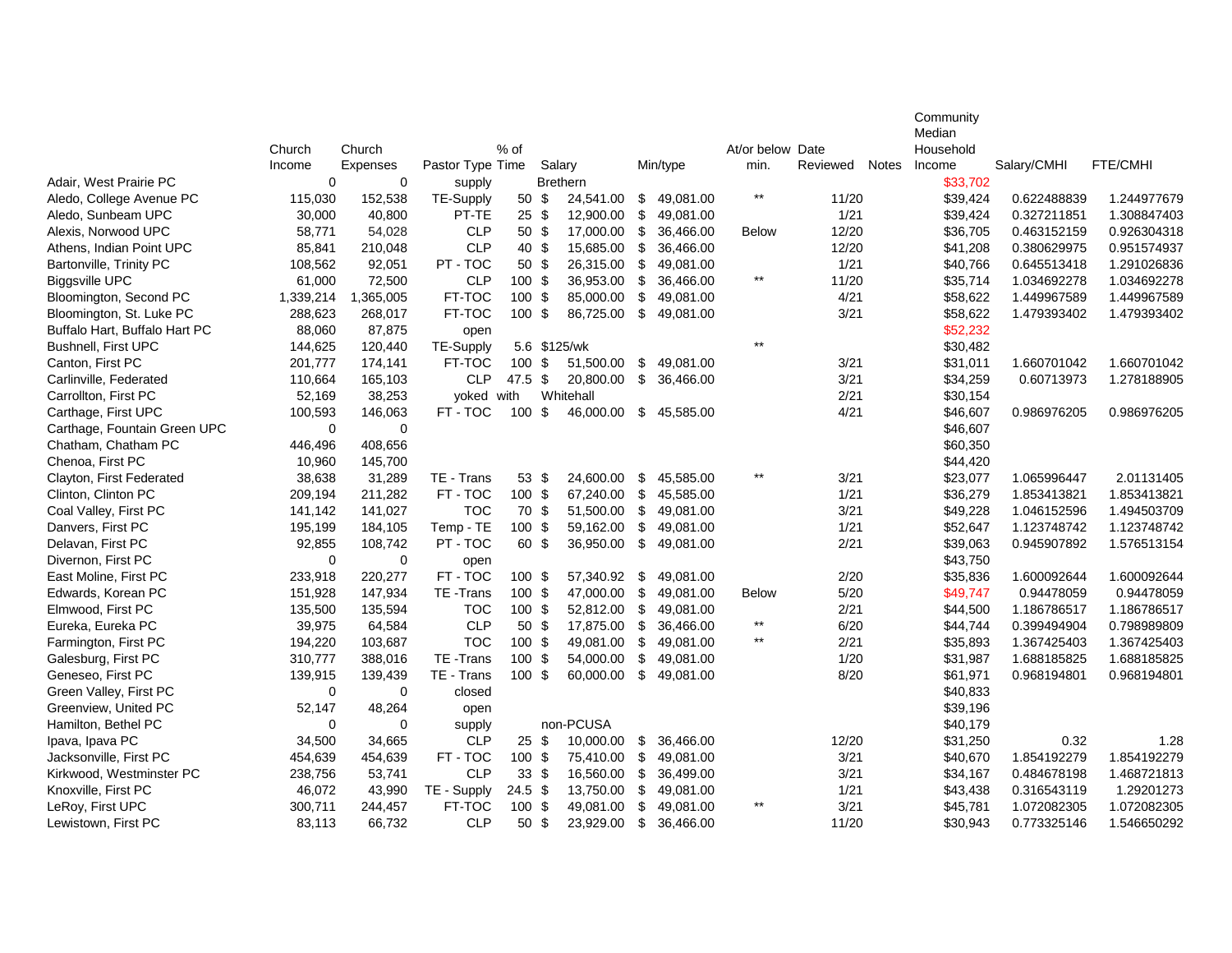| | Church Income | Church Expenses | Pastor Type | % of Time | Salary | Min/type | At/or below min. | Date Reviewed | Notes | Community Median Household Income | Salary/CMHI | FTE/CMHI |
|---|---|---|---|---|---|---|---|---|---|---|---|---|
| Adair, West Prairie PC | 0 | 0 | supply | | Brethern | | | | | $33,702 | | |
| Aledo, College Avenue PC | 115,030 | 152,538 | TE-Supply | 50 | $ 24,541.00 | $ 49,081.00 | ** | 11/20 | | $39,424 | 0.622488839 | 1.244977679 |
| Aledo, Sunbeam UPC | 30,000 | 40,800 | PT-TE | 25 | $ 12,900.00 | $ 49,081.00 | | 1/21 | | $39,424 | 0.327211851 | 1.308847403 |
| Alexis, Norwood UPC | 58,771 | 54,028 | CLP | 50 | $ 17,000.00 | $ 36,466.00 | Below | 12/20 | | $36,705 | 0.463152159 | 0.926304318 |
| Athens, Indian Point UPC | 85,841 | 210,048 | CLP | 40 | $ 15,685.00 | $ 36,466.00 | | 12/20 | | $41,208 | 0.380629975 | 0.951574937 |
| Bartonville, Trinity PC | 108,562 | 92,051 | PT - TOC | 50 | $ 26,315.00 | $ 49,081.00 | | 1/21 | | $40,766 | 0.645513418 | 1.291026836 |
| Biggsville UPC | 61,000 | 72,500 | CLP | 100 | $ 36,953.00 | $ 36,466.00 | ** | 11/20 | | $35,714 | 1.034692278 | 1.034692278 |
| Bloomington, Second PC | 1,339,214 | 1,365,005 | FT-TOC | 100 | $ 85,000.00 | $ 49,081.00 | | 4/21 | | $58,622 | 1.449967589 | 1.449967589 |
| Bloomington, St. Luke PC | 288,623 | 268,017 | FT-TOC | 100 | $ 86,725.00 | $ 49,081.00 | | 3/21 | | $58,622 | 1.479393402 | 1.479393402 |
| Buffalo Hart, Buffalo Hart PC | 88,060 | 87,875 | open | | | | | | | $52,232 | | |
| Bushnell, First UPC | 144,625 | 120,440 | TE-Supply | 5.6 | $125/wk | | ** | | | $30,482 | | |
| Canton, First PC | 201,777 | 174,141 | FT-TOC | 100 | $ 51,500.00 | $ 49,081.00 | | 3/21 | | $31,011 | 1.660701042 | 1.660701042 |
| Carlinville, Federated | 110,664 | 165,103 | CLP | 47.5 | $ 20,800.00 | $ 36,466.00 | | 3/21 | | $34,259 | 0.60713973 | 1.278188905 |
| Carrollton, First PC | 52,169 | 38,253 | yoked | with | Whitehall | | | 2/21 | | $30,154 | | |
| Carthage, First UPC | 100,593 | 146,063 | FT - TOC | 100 | $ 46,000.00 | $ 45,585.00 | | 4/21 | | $46,607 | 0.986976205 | 0.986976205 |
| Carthage, Fountain Green UPC | 0 | 0 | | | | | | | | $46,607 | | |
| Chatham, Chatham PC | 446,496 | 408,656 | | | | | | | | $60,350 | | |
| Chenoa, First PC | 10,960 | 145,700 | | | | | | | | $44,420 | | |
| Clayton, First Federated | 38,638 | 31,289 | TE - Trans | 53 | $ 24,600.00 | $ 45,585.00 | ** | 3/21 | | $23,077 | 1.065996447 | 2.01131405 |
| Clinton, Clinton PC | 209,194 | 211,282 | FT - TOC | 100 | $ 67,240.00 | $ 45,585.00 | | 1/21 | | $36,279 | 1.853413821 | 1.853413821 |
| Coal Valley, First PC | 141,142 | 141,027 | TOC | 70 | $ 51,500.00 | $ 49,081.00 | | 3/21 | | $49,228 | 1.046152596 | 1.494503709 |
| Danvers, First PC | 195,199 | 184,105 | Temp - TE | 100 | $ 59,162.00 | $ 49,081.00 | | 1/21 | | $52,647 | 1.123748742 | 1.123748742 |
| Delavan, First PC | 92,855 | 108,742 | PT - TOC | 60 | $ 36,950.00 | $ 49,081.00 | | 2/21 | | $39,063 | 0.945907892 | 1.576513154 |
| Divernon, First PC | 0 | 0 | open | | | | | | | $43,750 | | |
| East Moline, First PC | 233,918 | 220,277 | FT - TOC | 100 | $ 57,340.92 | $ 49,081.00 | | 2/20 | | $35,836 | 1.600092644 | 1.600092644 |
| Edwards, Korean PC | 151,928 | 147,934 | TE -Trans | 100 | $ 47,000.00 | $ 49,081.00 | Below | 5/20 | | $49,747 | 0.94478059 | 0.94478059 |
| Elmwood, First PC | 135,500 | 135,594 | TOC | 100 | $ 52,812.00 | $ 49,081.00 | | 2/21 | | $44,500 | 1.186786517 | 1.186786517 |
| Eureka, Eureka PC | 39,975 | 64,584 | CLP | 50 | $ 17,875.00 | $ 36,466.00 | ** | 6/20 | | $44,744 | 0.399494904 | 0.798989809 |
| Farmington, First PC | 194,220 | 103,687 | TOC | 100 | $ 49,081.00 | $ 49,081.00 | ** | 2/21 | | $35,893 | 1.367425403 | 1.367425403 |
| Galesburg, First PC | 310,777 | 388,016 | TE -Trans | 100 | $ 54,000.00 | $ 49,081.00 | | 1/20 | | $31,987 | 1.688185825 | 1.688185825 |
| Geneseo, First PC | 139,915 | 139,439 | TE - Trans | 100 | $ 60,000.00 | $ 49,081.00 | | 8/20 | | $61,971 | 0.968194801 | 0.968194801 |
| Green Valley, First PC | 0 | 0 | closed | | | | | | | $40,833 | | |
| Greenview, United PC | 52,147 | 48,264 | open | | | | | | | $39,196 | | |
| Hamilton, Bethel PC | 0 | 0 | supply | | non-PCUSA | | | | | $40,179 | | |
| Ipava, Ipava PC | 34,500 | 34,665 | CLP | 25 | $ 10,000.00 | $ 36,466.00 | | 12/20 | | $31,250 | 0.32 | 1.28 |
| Jacksonville, First PC | 454,639 | 454,639 | FT - TOC | 100 | $ 75,410.00 | $ 49,081.00 | | 3/21 | | $40,670 | 1.854192279 | 1.854192279 |
| Kirkwood, Westminster PC | 238,756 | 53,741 | CLP | 33 | $ 16,560.00 | $ 36,499.00 | | 3/21 | | $34,167 | 0.484678198 | 1.468721813 |
| Knoxville, First PC | 46,072 | 43,990 | TE - Supply | 24.5 | $ 13,750.00 | $ 49,081.00 | | 1/21 | | $43,438 | 0.316543119 | 1.29201273 |
| LeRoy, First UPC | 300,711 | 244,457 | FT-TOC | 100 | $ 49,081.00 | $ 49,081.00 | ** | 3/21 | | $45,781 | 1.072082305 | 1.072082305 |
| Lewistown, First PC | 83,113 | 66,732 | CLP | 50 | $ 23,929.00 | $ 36,466.00 | | 11/20 | | $30,943 | 0.773325146 | 1.546650292 |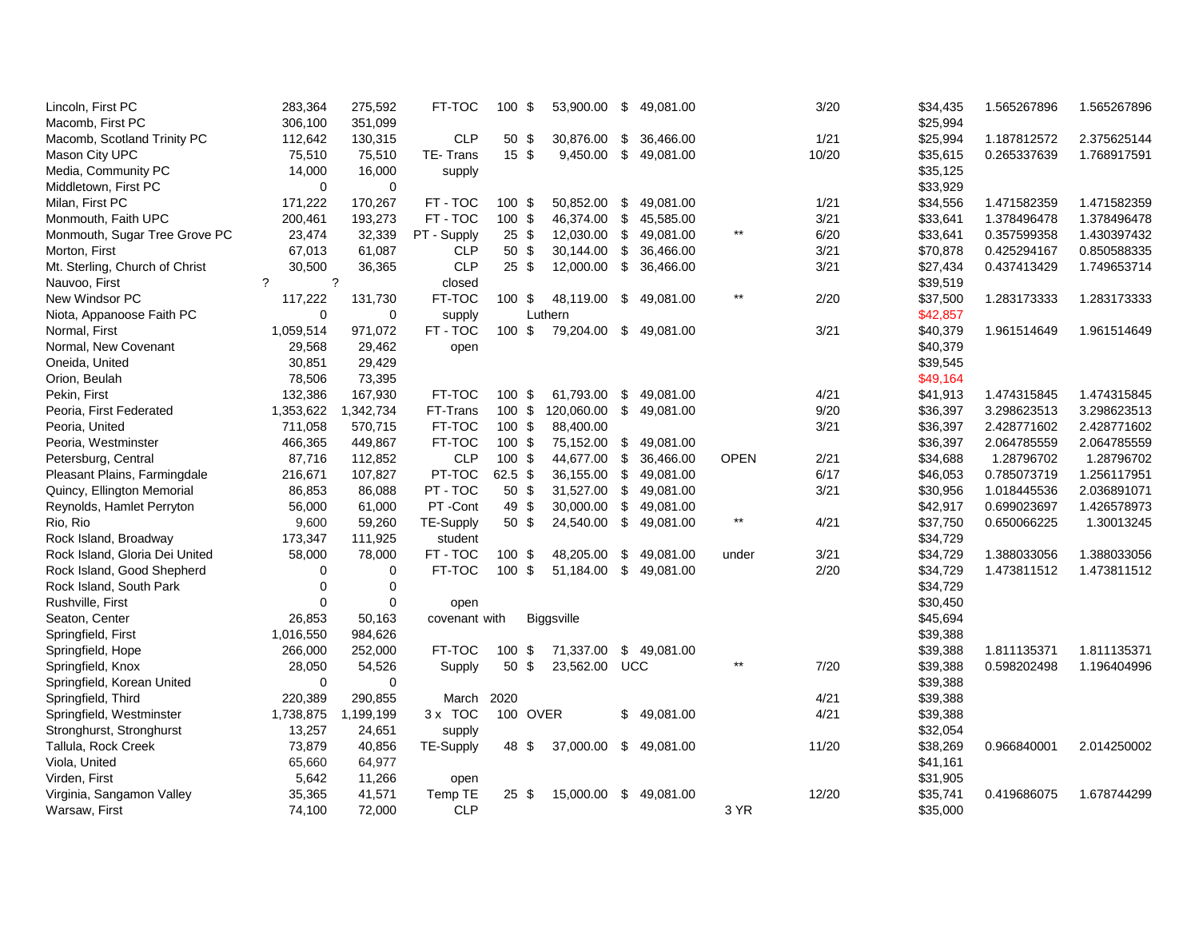| | | | | | | | | | | | |
|---|---|---|---|---|---|---|---|---|---|---|---|
| Lincoln, First PC | 283,364 | 275,592 | FT-TOC | 100 | $ 53,900.00 | $ 49,081.00 | | 3/20 | $34,435 | 1.565267896 | 1.565267896 |
| Macomb, First PC | 306,100 | 351,099 | | | | | | | $25,994 | | |
| Macomb, Scotland Trinity PC | 112,642 | 130,315 | CLP | 50 | $ 30,876.00 | $ 36,466.00 | | 1/21 | $25,994 | 1.187812572 | 2.375625144 |
| Mason City UPC | 75,510 | 75,510 | TE- Trans | 15 | $ 9,450.00 | $ 49,081.00 | | 10/20 | $35,615 | 0.265337639 | 1.768917591 |
| Media, Community PC | 14,000 | 16,000 | supply | | | | | | $35,125 | | |
| Middletown, First PC | 0 | 0 | | | | | | | $33,929 | | |
| Milan, First PC | 171,222 | 170,267 | FT - TOC | 100 | $ 50,852.00 | $ 49,081.00 | | 1/21 | $34,556 | 1.471582359 | 1.471582359 |
| Monmouth, Faith UPC | 200,461 | 193,273 | FT - TOC | 100 | $ 46,374.00 | $ 45,585.00 | | 3/21 | $33,641 | 1.378496478 | 1.378496478 |
| Monmouth, Sugar Tree Grove PC | 23,474 | 32,339 | PT - Supply | 25 | $ 12,030.00 | $ 49,081.00 | ** | 6/20 | $33,641 | 0.357599358 | 1.430397432 |
| Morton, First | 67,013 | 61,087 | CLP | 50 | $ 30,144.00 | $ 36,466.00 | | 3/21 | $70,878 | 0.425294167 | 0.850588335 |
| Mt. Sterling, Church of Christ | 30,500 | 36,365 | CLP | 25 | $ 12,000.00 | $ 36,466.00 | | 3/21 | $27,434 | 0.437413429 | 1.749653714 |
| Nauvoo, First | ? | ? | closed | | | | | | $39,519 | | |
| New Windsor PC | 117,222 | 131,730 | FT-TOC | 100 | $ 48,119.00 | $ 49,081.00 | ** | 2/20 | $37,500 | 1.283173333 | 1.283173333 |
| Niota, Appanoose Faith PC | 0 | 0 | supply | | Luthern | | | | $42,857 | | |
| Normal, First | 1,059,514 | 971,072 | FT - TOC | 100 | $ 79,204.00 | $ 49,081.00 | | 3/21 | $40,379 | 1.961514649 | 1.961514649 |
| Normal, New Covenant | 29,568 | 29,462 | open | | | | | | $40,379 | | |
| Oneida, United | 30,851 | 29,429 | | | | | | | $39,545 | | |
| Orion, Beulah | 78,506 | 73,395 | | | | | | | $49,164 | | |
| Pekin, First | 132,386 | 167,930 | FT-TOC | 100 | $ 61,793.00 | $ 49,081.00 | | 4/21 | $41,913 | 1.474315845 | 1.474315845 |
| Peoria, First Federated | 1,353,622 | 1,342,734 | FT-Trans | 100 | $ 120,060.00 | $ 49,081.00 | | 9/20 | $36,397 | 3.298623513 | 3.298623513 |
| Peoria, United | 711,058 | 570,715 | FT-TOC | 100 | $ 88,400.00 | | | 3/21 | $36,397 | 2.428771602 | 2.428771602 |
| Peoria, Westminster | 466,365 | 449,867 | FT-TOC | 100 | $ 75,152.00 | $ 49,081.00 | | | $36,397 | 2.064785559 | 2.064785559 |
| Petersburg, Central | 87,716 | 112,852 | CLP | 100 | $ 44,677.00 | $ 36,466.00 | OPEN | 2/21 | $34,688 | 1.28796702 | 1.28796702 |
| Pleasant Plains, Farmingdale | 216,671 | 107,827 | PT-TOC | 62.5 | $ 36,155.00 | $ 49,081.00 | | 6/17 | $46,053 | 0.785073719 | 1.256117951 |
| Quincy, Ellington Memorial | 86,853 | 86,088 | PT - TOC | 50 | $ 31,527.00 | $ 49,081.00 | | 3/21 | $30,956 | 1.018445536 | 2.036891071 |
| Reynolds, Hamlet Perryton | 56,000 | 61,000 | PT -Cont | 49 | $ 30,000.00 | $ 49,081.00 | | | $42,917 | 0.699023697 | 1.426578973 |
| Rio, Rio | 9,600 | 59,260 | TE-Supply | 50 | $ 24,540.00 | $ 49,081.00 | ** | 4/21 | $37,750 | 0.650066225 | 1.30013245 |
| Rock Island, Broadway | 173,347 | 111,925 | student | | | | | | $34,729 | | |
| Rock Island, Gloria Dei United | 58,000 | 78,000 | FT - TOC | 100 | $ 48,205.00 | $ 49,081.00 | under | 3/21 | $34,729 | 1.388033056 | 1.388033056 |
| Rock Island, Good Shepherd | 0 | 0 | FT-TOC | 100 | $ 51,184.00 | $ 49,081.00 | | 2/20 | $34,729 | 1.473811512 | 1.473811512 |
| Rock Island, South Park | 0 | 0 | | | | | | | $34,729 | | |
| Rushville, First | 0 | 0 | open | | | | | | $30,450 | | |
| Seaton, Center | 26,853 | 50,163 | covenant with | | Biggsville | | | | $45,694 | | |
| Springfield, First | 1,016,550 | 984,626 | | | | | | | $39,388 | | |
| Springfield, Hope | 266,000 | 252,000 | FT-TOC | 100 | $ 71,337.00 | $ 49,081.00 | | | $39,388 | 1.811135371 | 1.811135371 |
| Springfield, Knox | 28,050 | 54,526 | Supply | 50 | $ 23,562.00 | UCC | ** | 7/20 | $39,388 | 0.598202498 | 1.196404996 |
| Springfield, Korean United | 0 | 0 | | | | | | | $39,388 | | |
| Springfield, Third | 220,389 | 290,855 | March | 2020 | | | | 4/21 | $39,388 | | |
| Springfield, Westminster | 1,738,875 | 1,199,199 | 3 x TOC | 100 | OVER | $ 49,081.00 | | 4/21 | $39,388 | | |
| Stronghurst, Stronghurst | 13,257 | 24,651 | supply | | | | | | $32,054 | | |
| Tallula, Rock Creek | 73,879 | 40,856 | TE-Supply | 48 | $ 37,000.00 | $ 49,081.00 | | 11/20 | $38,269 | 0.966840001 | 2.014250002 |
| Viola, United | 65,660 | 64,977 | | | | | | | $41,161 | | |
| Virden, First | 5,642 | 11,266 | open | | | | | | $31,905 | | |
| Virginia, Sangamon Valley | 35,365 | 41,571 | Temp TE | 25 | $ 15,000.00 | $ 49,081.00 | | 12/20 | $35,741 | 0.419686075 | 1.678744299 |
| Warsaw, First | 74,100 | 72,000 | CLP | | | | 3 YR | | $35,000 | | |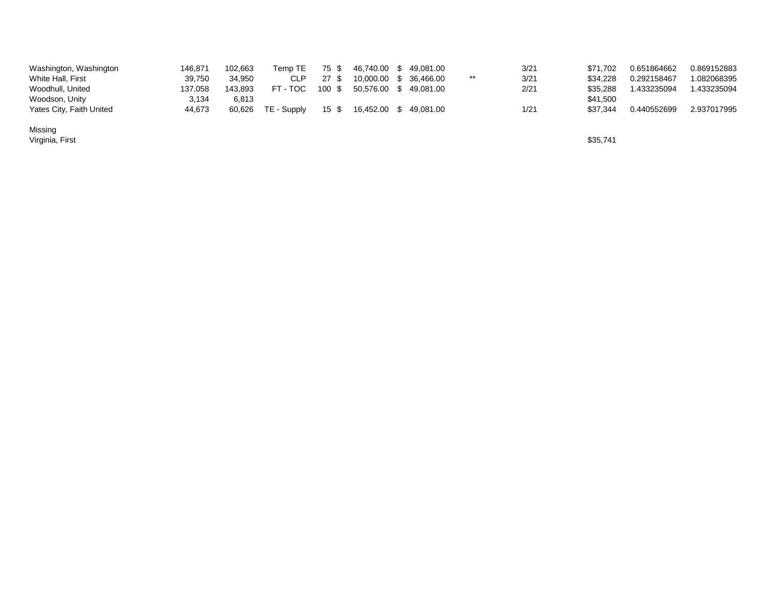| | | | | | | | | | | | | |
|---|---|---|---|---|---|---|---|---|---|---|---|---|
| Washington, Washington | 146,871 | 102,663 | Temp TE | 75 | $ 46,740.00 | $ 49,081.00 | | 3/21 | $71,702 | 0.651864662 | 0.869152883 |
| White Hall, First | 39,750 | 34,950 | CLP | 27 | $ 10,000.00 | $ 36,466.00 | ** | 3/21 | $34,228 | 0.292158467 | 1.082068395 |
| Woodhull, United | 137,058 | 143,893 | FT - TOC | 100 | $ 50,576.00 | $ 49,081.00 | | 2/21 | $35,288 | 1.433235094 | 1.433235094 |
| Woodson, Unity | 3,134 | 6,813 | | | | | | | $41,500 | | |
| Yates City, Faith United | 44,673 | 60,626 | TE - Supply | 15 | $ 16,452.00 | $ 49,081.00 | | 1/21 | $37,344 | 0.440552699 | 2.937017995 |
| | | | | | | | | | | | |
| Missing | | | | | | | | | | | |
| Virginia, First | | | | | | | | | $35,741 | | |